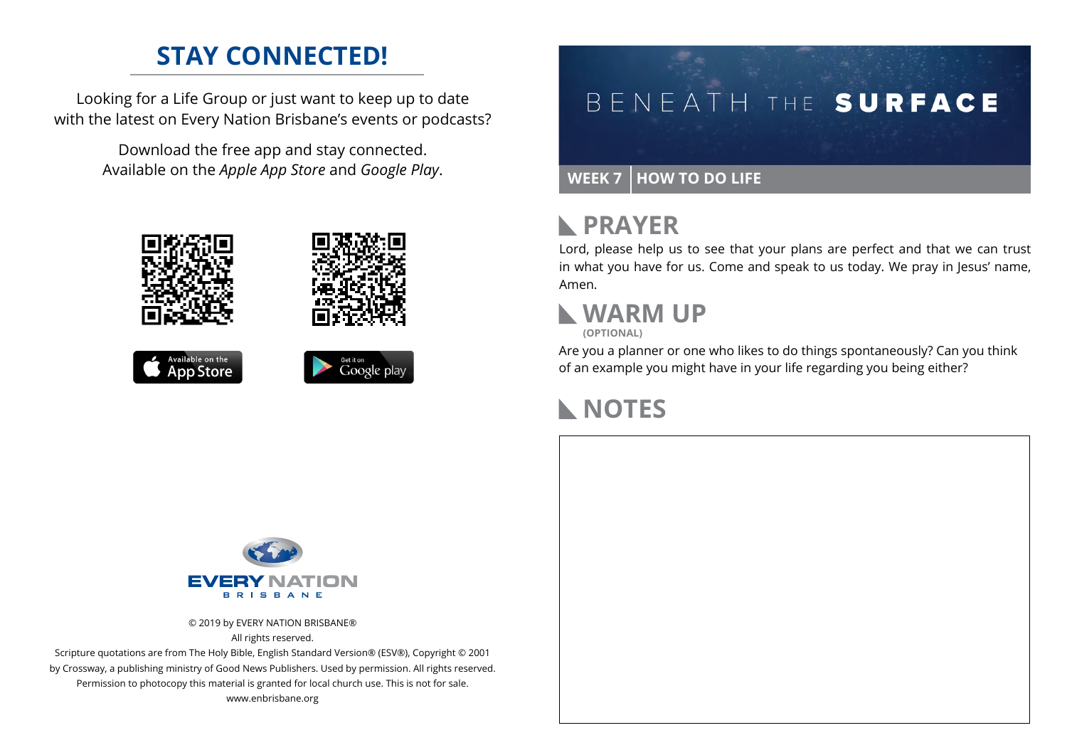## STAY CONNECTED!

Looking for a Life Group or just want to keep up to date with the latest on Every Nation Brisbane's events or podcasts?

Download the free app and stay connected. Available on the *Apple App Store* and *Google Play*.

Available on the App Store

Get it on Google play

EVERY NATION BRISBANE

© 2019 by EVERY NATION BRISBANE®
All rights reserved.
Scripture quotations are from The Holy Bible, English Standard Version® (ESV®), Copyright © 2001 by Crossway, a publishing ministry of Good News Publishers. Used by permission. All rights reserved.
Permission to photocopy this material is granted for local church use. This is not for sale.
www.enbrisbane.org

# BENEATH THE SURFACE

**WEEK 7** | **HOW TO DO LIFE**

## PRAYER

Lord, please help us to see that your plans are perfect and that we can trust in what you have for us. Come and speak to us today. We pray in Jesus' name, Amen.

## WARM UP

**(OPTIONAL)**

Are you a planner or one who likes to do things spontaneously? Can you think of an example you might have in your life regarding you being either?

## NOTES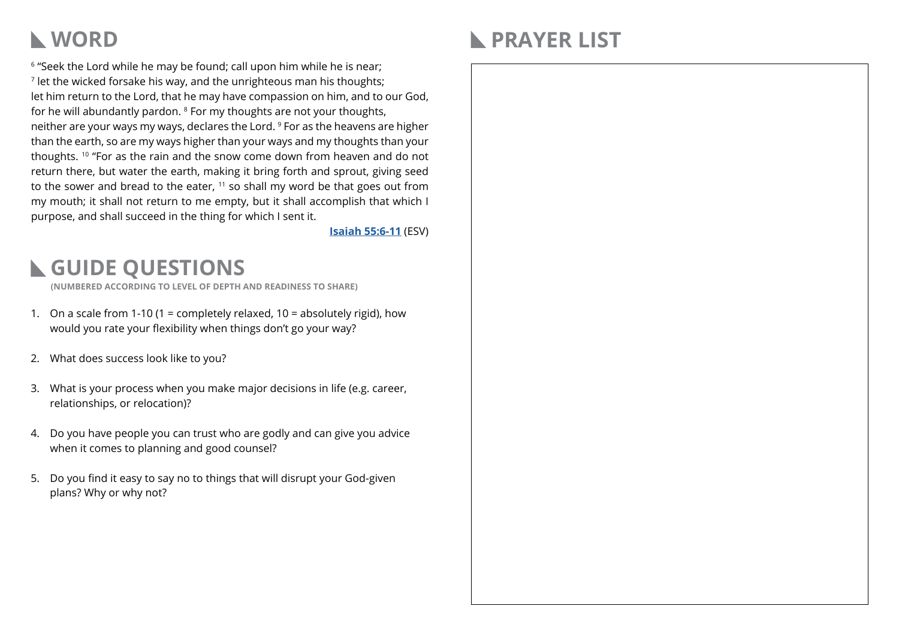## WORD

[6] "Seek the Lord while he may be found; call upon him while he is near;
[7] let the wicked forsake his way, and the unrighteous man his thoughts;
let him return to the Lord, that he may have compassion on him, and to our God, for he will abundantly pardon. [8] For my thoughts are not your thoughts,
neither are your ways my ways, declares the Lord. [9] For as the heavens are higher than the earth, so are my ways higher than your ways and my thoughts than your thoughts. [10] "For as the rain and the snow come down from heaven and do not return there, but water the earth, making it bring forth and sprout, giving seed to the sower and bread to the eater, [11] so shall my word be that goes out from my mouth; it shall not return to me empty, but it shall accomplish that which I purpose, and shall succeed in the thing for which I sent it.

**Isaiah 55:6-11** (ESV)

## GUIDE QUESTIONS

**(NUMBERED ACCORDING TO LEVEL OF DEPTH AND READINESS TO SHARE)**

1. On a scale from 1-10 (1 = completely relaxed, 10 = absolutely rigid), how would you rate your flexibility when things don't go your way?
2. What does success look like to you?
3. What is your process when you make major decisions in life (e.g. career, relationships, or relocation)?
4. Do you have people you can trust who are godly and can give you advice when it comes to planning and good counsel?
5. Do you find it easy to say no to things that will disrupt your God-given plans? Why or why not?

## PRAYER LIST